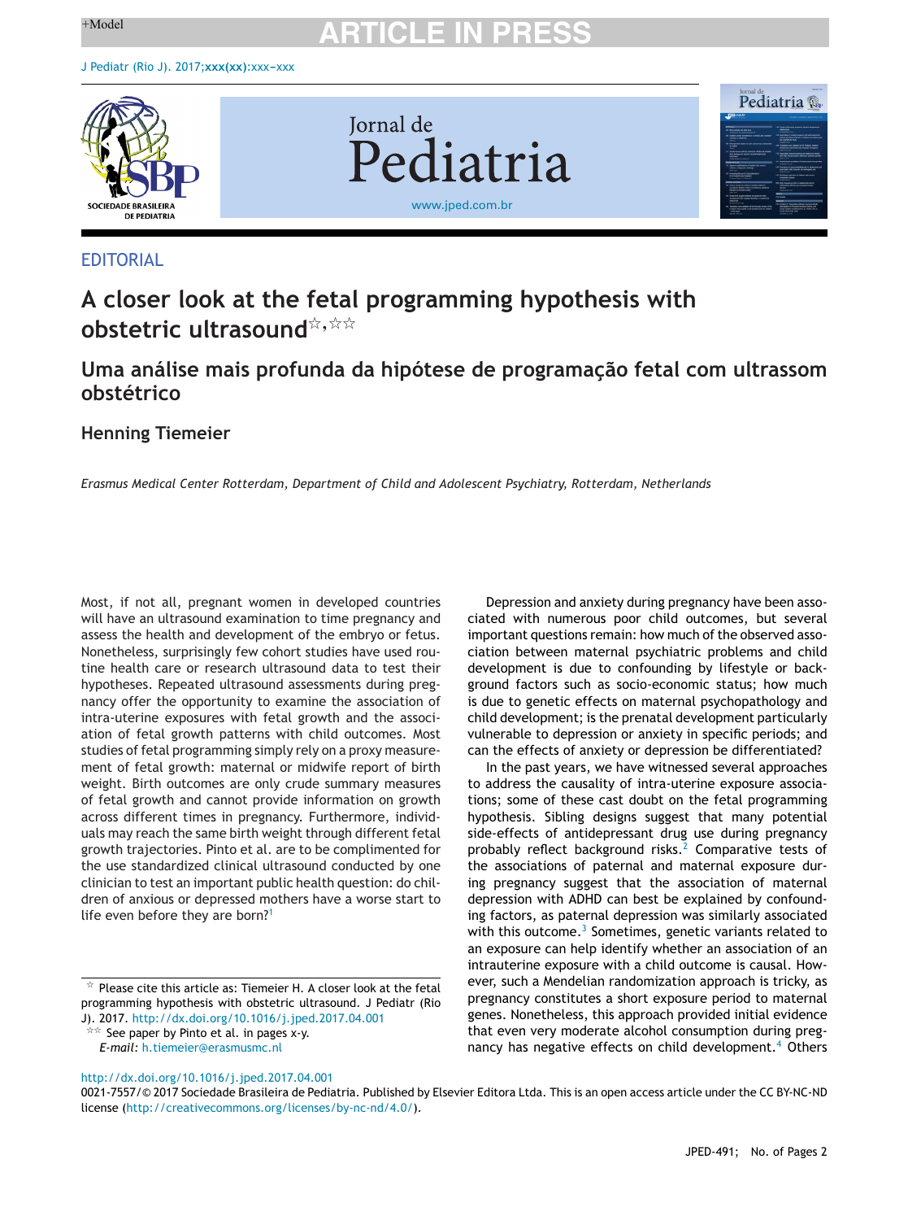EDITORIAL

# A closer look at the fetal programming hypothesis with obstetric ultrasound☆,☆☆

# Uma análise mais profunda da hipótese de programação fetal com ultrassom obstétrico

**Henning Tiemeier**

*Erasmus Medical Center Rotterdam, Department of Child and Adolescent Psychiatry, Rotterdam, Netherlands*

Most, if not all, pregnant women in developed countries will have an ultrasound examination to time pregnancy and assess the health and development of the embryo or fetus. Nonetheless, surprisingly few cohort studies have used routine health care or research ultrasound data to test their hypotheses. Repeated ultrasound assessments during pregnancy offer the opportunity to examine the association of intra-uterine exposures with fetal growth and the association of fetal growth patterns with child outcomes. Most studies of fetal programming simply rely on a proxy measurement of fetal growth: maternal or midwife report of birth weight. Birth outcomes are only crude summary measures of fetal growth and cannot provide information on growth across different times in pregnancy. Furthermore, individuals may reach the same birth weight through different fetal growth trajectories. Pinto et al. are to be complimented for the use standardized clinical ultrasound conducted by one clinician to test an important public health question: do children of anxious or depressed mothers have a worse start to life even before they are born?[1]

Depression and anxiety during pregnancy have been associated with numerous poor child outcomes, but several important questions remain: how much of the observed association between maternal psychiatric problems and child development is due to confounding by lifestyle or background factors such as socio-economic status; how much is due to genetic effects on maternal psychopathology and child development; is the prenatal development particularly vulnerable to depression or anxiety in specific periods; and can the effects of anxiety or depression be differentiated?

In the past years, we have witnessed several approaches to address the causality of intra-uterine exposure associations; some of these cast doubt on the fetal programming hypothesis. Sibling designs suggest that many potential side-effects of antidepressant drug use during pregnancy probably reflect background risks.[2] Comparative tests of the associations of paternal and maternal exposure during pregnancy suggest that the association of maternal depression with ADHD can best be explained by confounding factors, as paternal depression was similarly associated with this outcome.[3] Sometimes, genetic variants related to an exposure can help identify whether an association of an intrauterine exposure with a child outcome is causal. However, such a Mendelian randomization approach is tricky, as pregnancy constitutes a short exposure period to maternal genes. Nonetheless, this approach provided initial evidence that even very moderate alcohol consumption during pregnancy has negative effects on child development.[4] Others

☆ Please cite this article as: Tiemeier H. A closer look at the fetal programming hypothesis with obstetric ultrasound. J Pediatr (Rio J). 2017. http://dx.doi.org/10.1016/j.jped.2017.04.001

☆☆ See paper by Pinto et al. in pages x-y.

*E-mail:* h.tiemeier@erasmusmc.nl

http://dx.doi.org/10.1016/j.jped.2017.04.001

0021-7557/© 2017 Sociedade Brasileira de Pediatria. Published by Elsevier Editora Ltda. This is an open access article under the CC BY-NC-ND license (http://creativecommons.org/licenses/by-nc-nd/4.0/).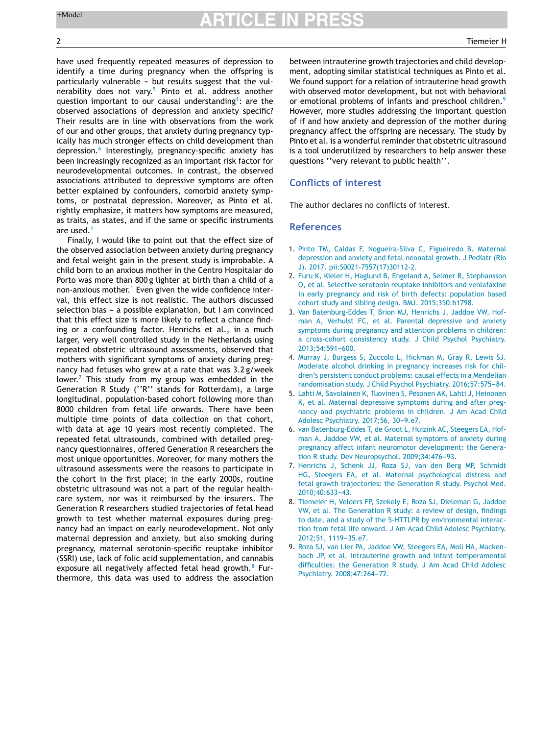have used frequently repeated measures of depression to identify a time during pregnancy when the offspring is particularly vulnerable – but results suggest that the vulnerability does not vary.[5] Pinto et al. address another question important to our causal understanding[1]: are the observed associations of depression and anxiety specific? Their results are in line with observations from the work of our and other groups, that anxiety during pregnancy typically has much stronger effects on child development than depression.[6] Interestingly, pregnancy-specific anxiety has been increasingly recognized as an important risk factor for neurodevelopmental outcomes. In contrast, the observed associations attributed to depressive symptoms are often better explained by confounders, comorbid anxiety symptoms, or postnatal depression. Moreover, as Pinto et al. rightly emphasize, it matters how symptoms are measured, as traits, as states, and if the same or specific instruments are used.[1]

Finally, I would like to point out that the effect size of the observed association between anxiety during pregnancy and fetal weight gain in the present study is improbable. A child born to an anxious mother in the Centro Hospitalar do Porto was more than 800 g lighter at birth than a child of a non-anxious mother.[1] Even given the wide confidence interval, this effect size is not realistic. The authors discussed selection bias – a possible explanation, but I am convinced that this effect size is more likely to reflect a chance finding or a confounding factor. Henrichs et al., in a much larger, very well controlled study in the Netherlands using repeated obstetric ultrasound assessments, observed that mothers with significant symptoms of anxiety during pregnancy had fetuses who grew at a rate that was 3.2 g/week lower.[7] This study from my group was embedded in the Generation R Study (''R'' stands for Rotterdam), a large longitudinal, population-based cohort following more than 8000 children from fetal life onwards. There have been multiple time points of data collection on that cohort, with data at age 10 years most recently completed. The repeated fetal ultrasounds, combined with detailed pregnancy questionnaires, offered Generation R researchers the most unique opportunities. Moreover, for many mothers the ultrasound assessments were the reasons to participate in the cohort in the first place; in the early 2000s, routine obstetric ultrasound was not a part of the regular healthcare system, nor was it reimbursed by the insurers. The Generation R researchers studied trajectories of fetal head growth to test whether maternal exposures during pregnancy had an impact on early neurodevelopment. Not only maternal depression and anxiety, but also smoking during pregnancy, maternal serotonin-specific reuptake inhibitor (SSRI) use, lack of folic acid supplementation, and cannabis exposure all negatively affected fetal head growth.[8] Furthermore, this data was used to address the association between intrauterine growth trajectories and child development, adopting similar statistical techniques as Pinto et al. We found support for a relation of intrauterine head growth with observed motor development, but not with behavioral or emotional problems of infants and preschool children.[9] However, more studies addressing the important question of if and how anxiety and depression of the mother during pregnancy affect the offspring are necessary. The study by Pinto et al. is a wonderful reminder that obstetric ultrasound is a tool underutilized by researchers to help answer these questions ''very relevant to public health''.

## Conflicts of interest

The author declares no conflicts of interest.

## References

1. Pinto TM, Caldas F, Nogueira-Silva C, Figueiredo B. Maternal depression and anxiety and fetal-neonatal growth. J Pediatr (Rio J). 2017. pii:S0021-7557(17)30112-2.
2. Furu K, Kieler H, Haglund B, Engeland A, Selmer R, Stephansson O, et al. Selective serotonin reuptake inhibitors and venlafaxine in early pregnancy and risk of birth defects: population based cohort study and sibling design. BMJ. 2015;350:h1798.
3. Van Batenburg-Eddes T, Brion MJ, Henrichs J, Jaddoe VW, Hofman A, Verhulst FC, et al. Parental depressive and anxiety symptoms during pregnancy and attention problems in children: a cross-cohort consistency study. J Child Psychol Psychiatry. 2013;54:591–600.
4. Murray J, Burgess S, Zuccolo L, Hickman M, Gray R, Lewis SJ. Moderate alcohol drinking in pregnancy increases risk for children's persistent conduct problems: causal effects in a Mendelian randomisation study. J Child Psychol Psychiatry. 2016;57:575–84.
5. Lahti M, Savolainen K, Tuovinen S, Pesonen AK, Lahti J, Heinonen K, et al. Maternal depressive symptoms during and after pregnancy and psychiatric problems in children. J Am Acad Child Adolesc Psychiatry. 2017;56, 30–9.e7.
6. van Batenburg-Eddes T, de Groot L, Huizink AC, Steegers EA, Hofman A, Jaddoe VW, et al. Maternal symptoms of anxiety during pregnancy affect infant neuromotor development: the Generation R study. Dev Neuropsychol. 2009;34:476–93.
7. Henrichs J, Schenk JJ, Roza SJ, van den Berg MP, Schmidt HG, Steegers EA, et al. Maternal psychological distress and fetal growth trajectories: the Generation R study. Psychol Med. 2010;40:633–43.
8. Tiemeier H, Velders FP, Szekely E, Roza SJ, Dieleman G, Jaddoe VW, et al. The Generation R study: a review of design, findings to date, and a study of the 5-HTTLPR by environmental interaction from fetal life onward. J Am Acad Child Adolesc Psychiatry. 2012;51, 1119–35.e7.
9. Roza SJ, van Lier PA, Jaddoe VW, Steegers EA, Moll HA, Mackenbach JP, et al. Intrauterine growth and infant temperamental difficulties: the Generation R study. J Am Acad Child Adolesc Psychiatry. 2008;47:264–72.